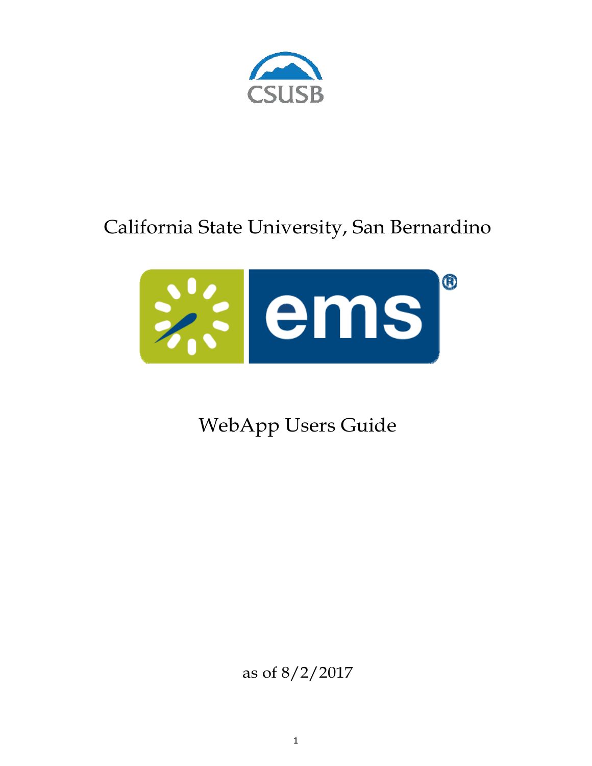CSUSB

# California State University, San Bernardino

ems®

## WebApp Users Guide

as of 8/2/2017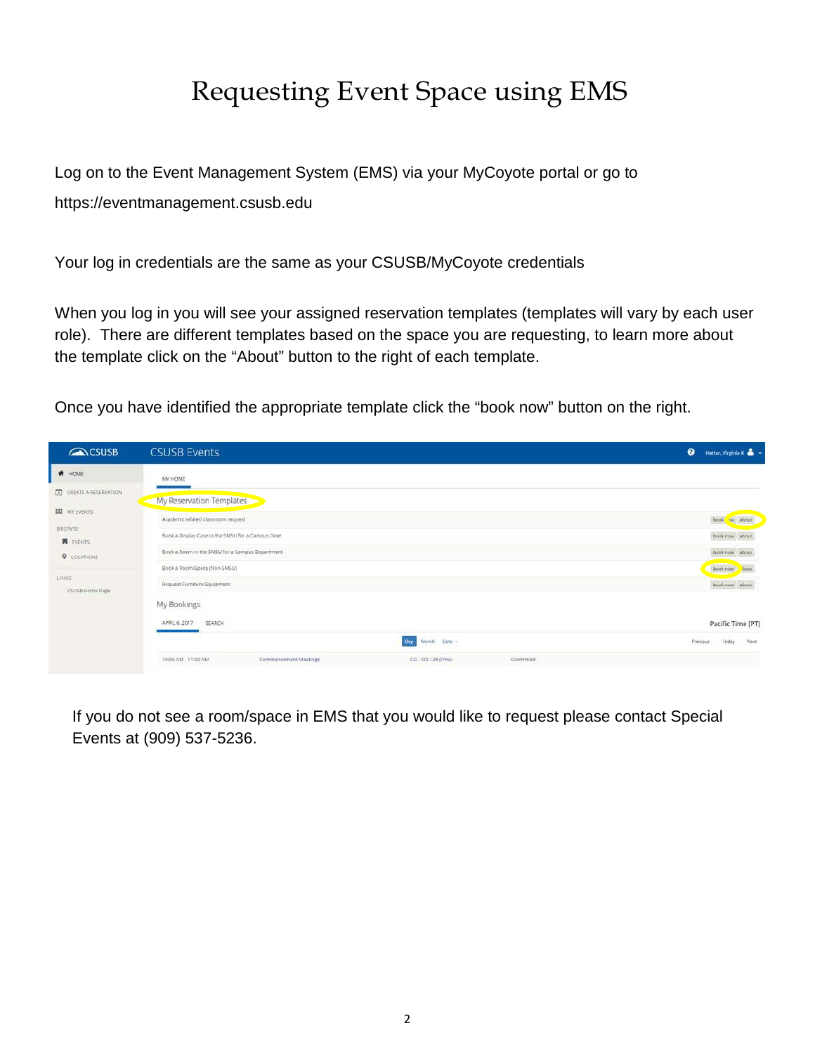# Requesting Event Space using EMS

Log on to the Event Management System (EMS) via your MyCoyote portal or go to https://eventmanagement.csusb.edu

Your log in credentials are the same as your CSUSB/MyCoyote credentials

When you log in you will see your assigned reservation templates (templates will vary by each user role). There are different templates based on the space you are requesting, to learn more about the template click on the "About" button to the right of each template.

Once you have identified the appropriate template click the "book now" button on the right.

If you do not see a room/space in EMS that you would like to request please contact Special Events at (909) 537-5236.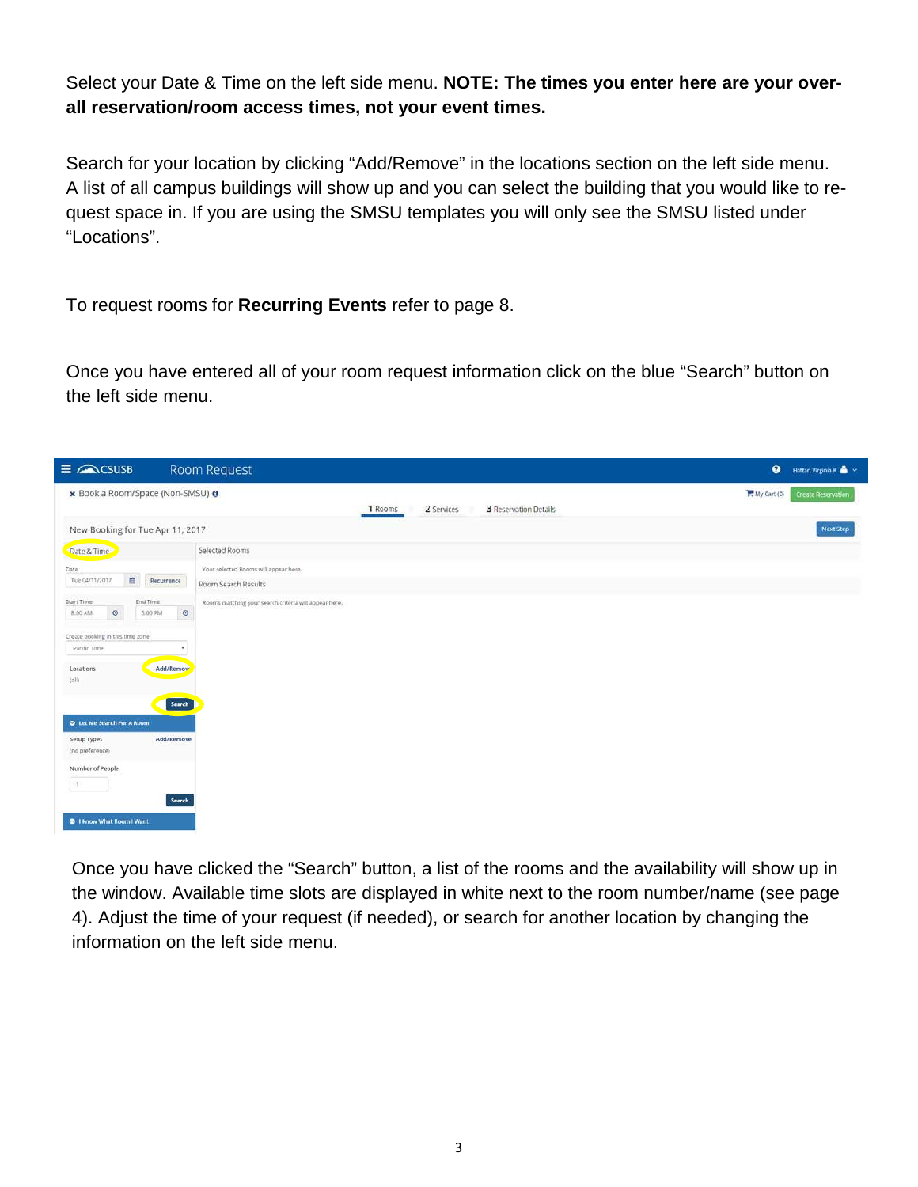Select your Date & Time on the left side menu. **NOTE: The times you enter here are your over-all reservation/room access times, not your event times.**

Search for your location by clicking "Add/Remove" in the locations section on the left side menu. A list of all campus buildings will show up and you can select the building that you would like to request space in. If you are using the SMSU templates you will only see the SMSU listed under "Locations".

To request rooms for **Recurring Events** refer to page 8.

Once you have entered all of your room request information click on the blue "Search" button on the left side menu.

Once you have clicked the "Search" button, a list of the rooms and the availability will show up in the window. Available time slots are displayed in white next to the room number/name (see page 4). Adjust the time of your request (if needed), or search for another location by changing the information on the left side menu.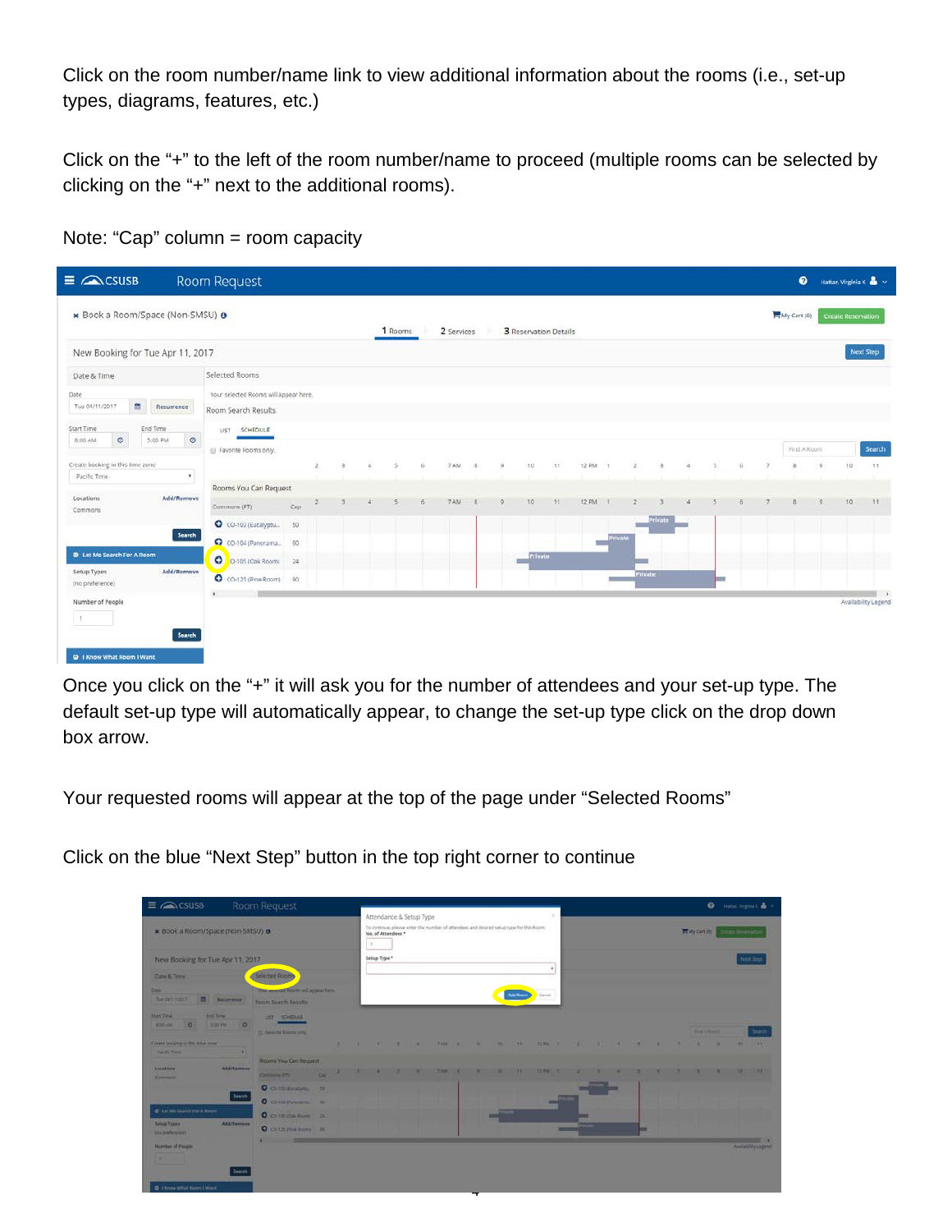Click on the room number/name link to view additional information about the rooms (i.e., set-up types, diagrams, features, etc.)

Click on the "+" to the left of the room number/name to proceed (multiple rooms can be selected by clicking on the "+" next to the additional rooms).

Note: "Cap" column = room capacity

Once you click on the "+" it will ask you for the number of attendees and your set-up type. The default set-up type will automatically appear, to change the set-up type click on the drop down box arrow.

Your requested rooms will appear at the top of the page under "Selected Rooms"

Click on the blue "Next Step" button in the top right corner to continue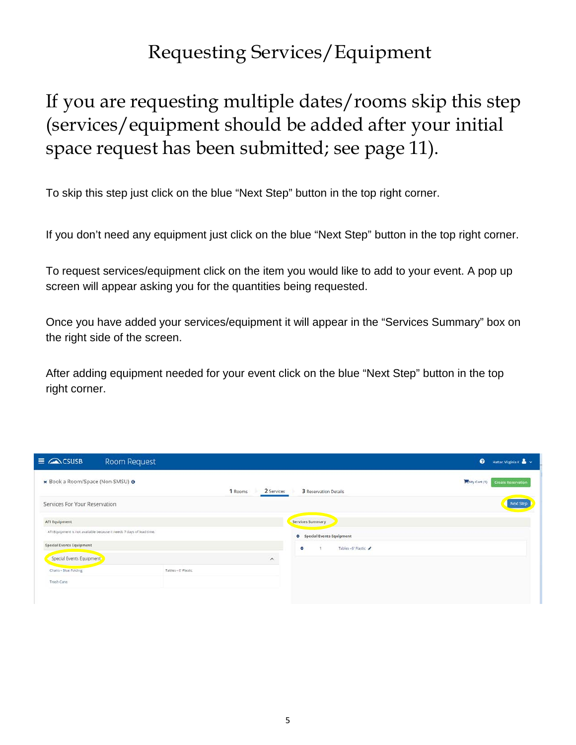# Requesting Services/Equipment

## If you are requesting multiple dates/rooms skip this step (services/equipment should be added after your initial space request has been submitted; see page 11).

To skip this step just click on the blue “Next Step” button in the top right corner.

If you don’t need any equipment just click on the blue “Next Step” button in the top right corner.

To request services/equipment click on the item you would like to add to your event. A pop up screen will appear asking you for the quantities being requested.

Once you have added your services/equipment it will appear in the “Services Summary” box on the right side of the screen.

After adding equipment needed for your event click on the blue “Next Step” button in the top right corner.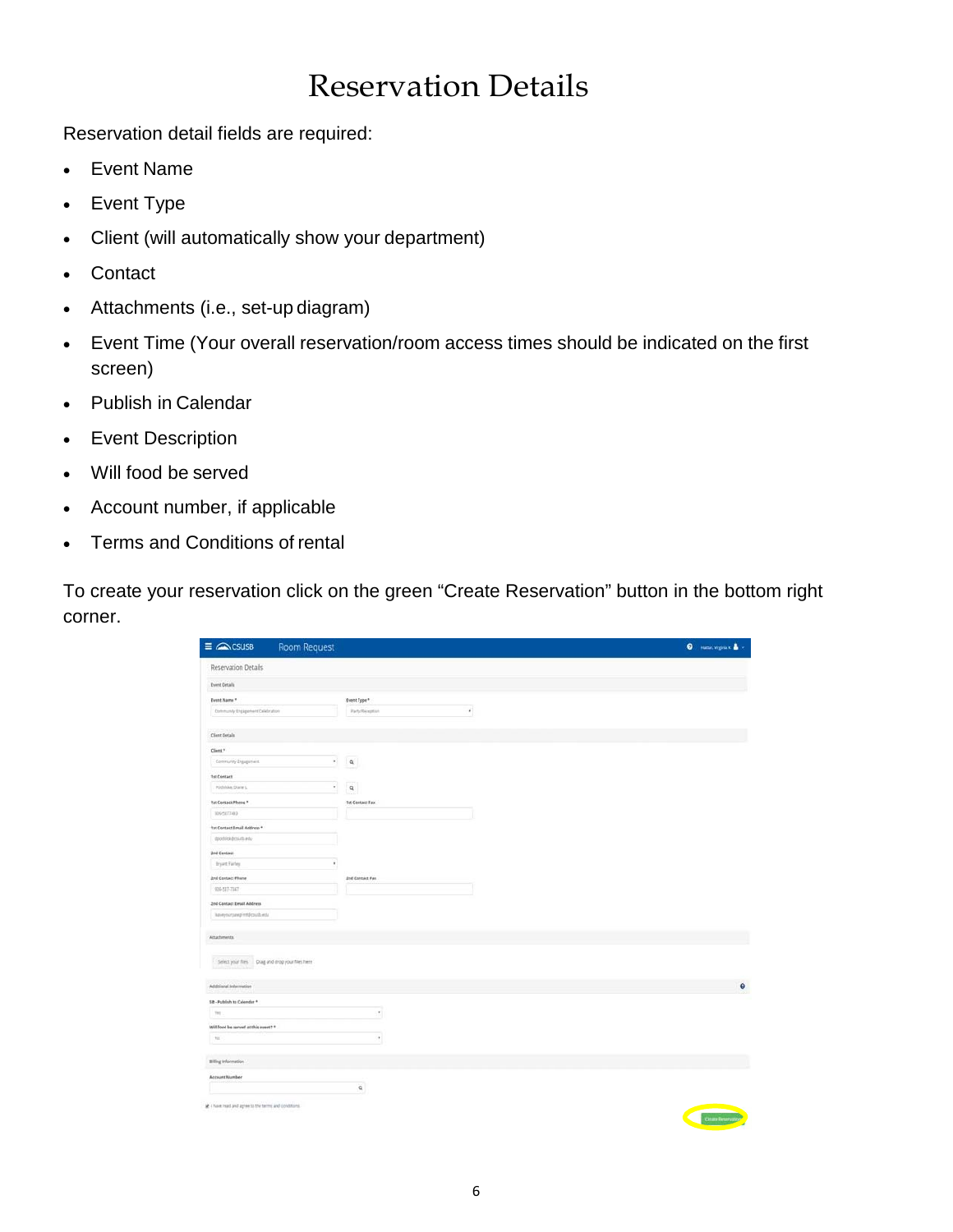# Reservation Details

Reservation detail fields are required:

- Event Name
- Event Type
- Client (will automatically show your department)
- Contact
- Attachments (i.e., set-up diagram)
- Event Time (Your overall reservation/room access times should be indicated on the first screen)
- Publish in Calendar
- Event Description
- Will food be served
- Account number, if applicable
- Terms and Conditions of rental

To create your reservation click on the green “Create Reservation” button in the bottom right corner.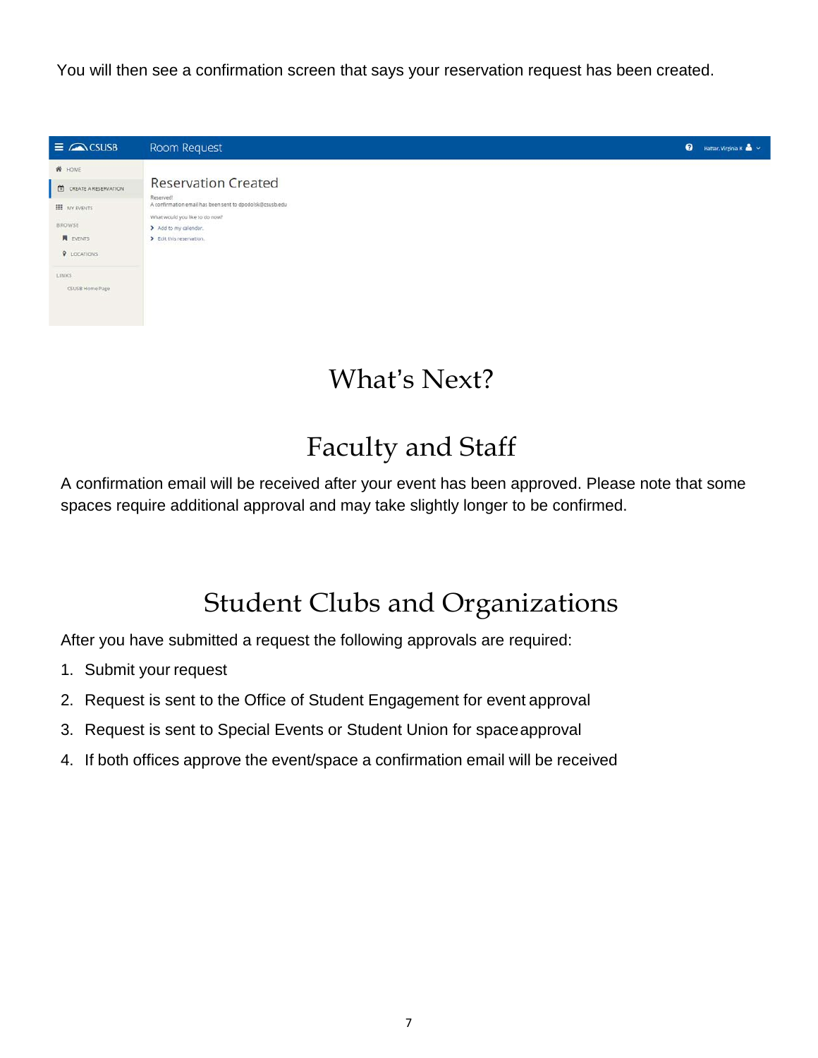You will then see a confirmation screen that says your reservation request has been created.

# What's Next?

## Faculty and Staff

A confirmation email will be received after your event has been approved. Please note that some spaces require additional approval and may take slightly longer to be confirmed.

## Student Clubs and Organizations

After you have submitted a request the following approvals are required:

1. Submit your request
2. Request is sent to the Office of Student Engagement for event approval
3. Request is sent to Special Events or Student Union for space approval
4. If both offices approve the event/space a confirmation email will be received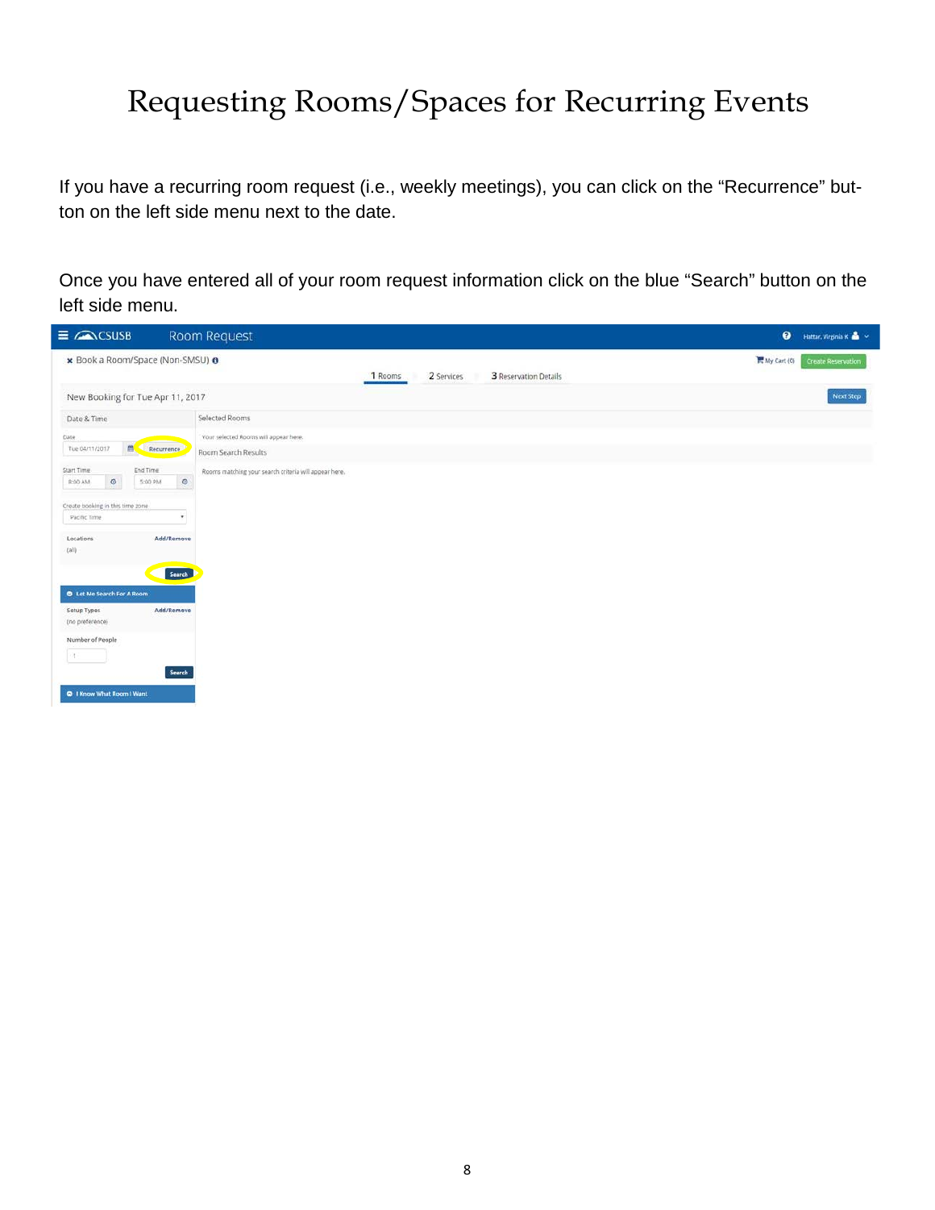# Requesting Rooms/Spaces for Recurring Events

If you have a recurring room request (i.e., weekly meetings), you can click on the “Recurrence” button on the left side menu next to the date.

Once you have entered all of your room request information click on the blue “Search” button on the left side menu.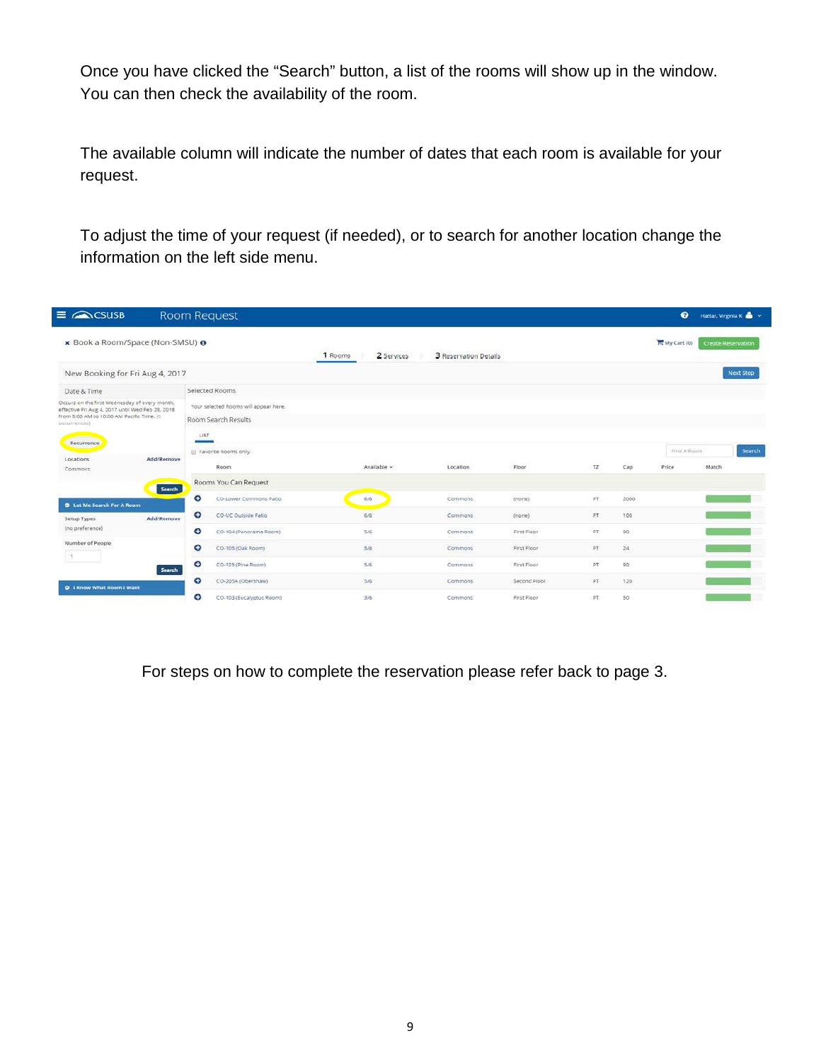Once you have clicked the “Search” button, a list of the rooms will show up in the window. You can then check the availability of the room.

The available column will indicate the number of dates that each room is available for your request.

To adjust the time of your request (if needed), or to search for another location change the information on the left side menu.

For steps on how to complete the reservation please refer back to page 3.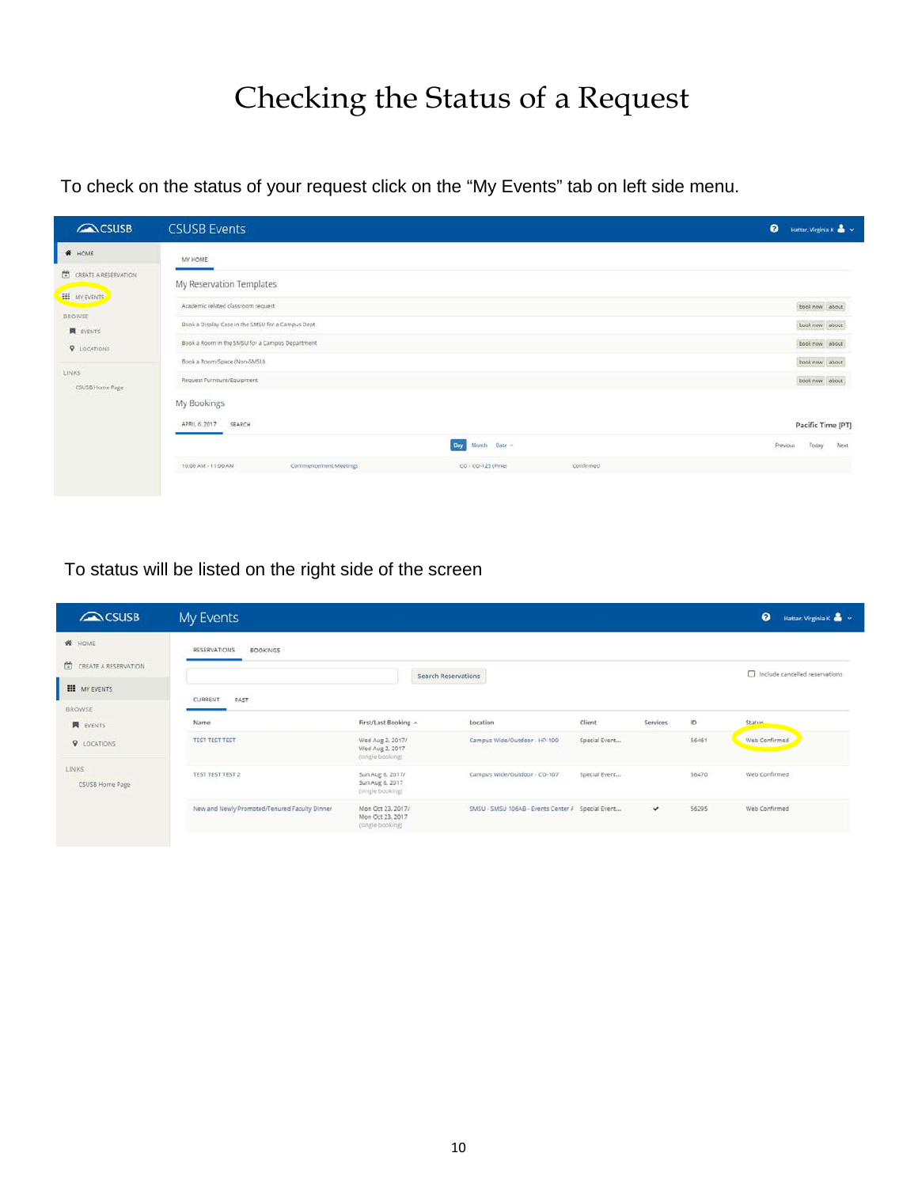# Checking the Status of a Request

To check on the status of your request click on the "My Events" tab on left side menu.

To status will be listed on the right side of the screen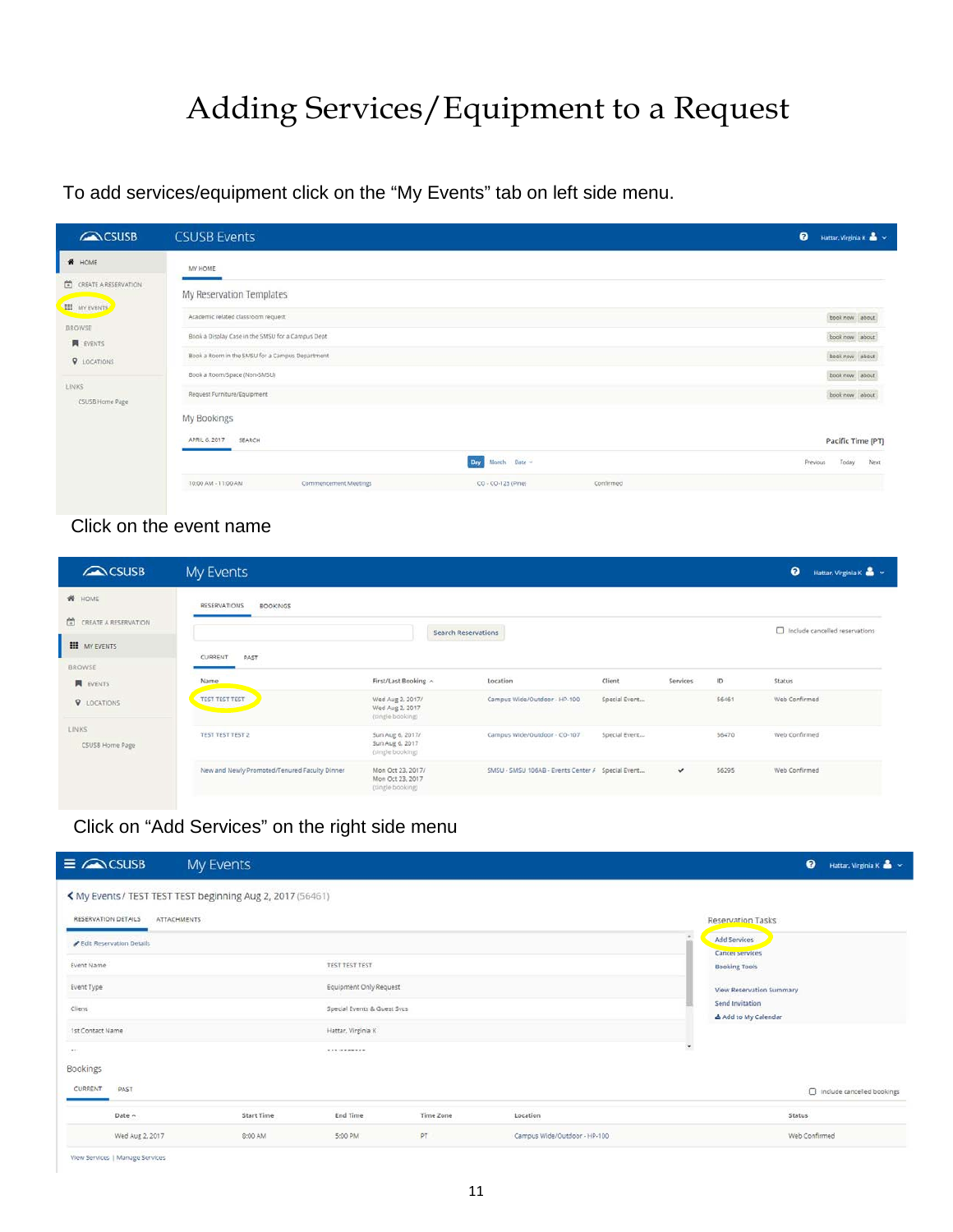# Adding Services/Equipment to a Request

To add services/equipment click on the “My Events” tab on left side menu.

Click on the event name

Click on “Add Services” on the right side menu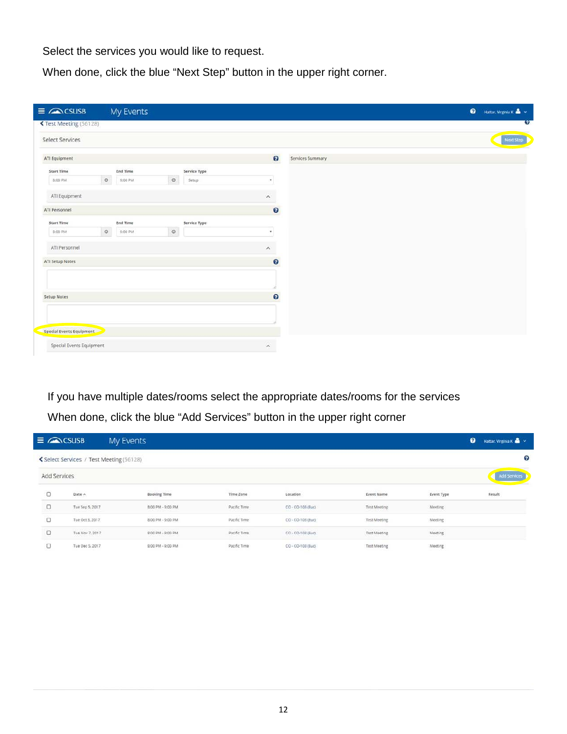Select the services you would like to request.

When done, click the blue “Next Step” button in the upper right corner.

If you have multiple dates/rooms select the appropriate dates/rooms for the services

When done, click the blue “Add Services” button in the upper right corner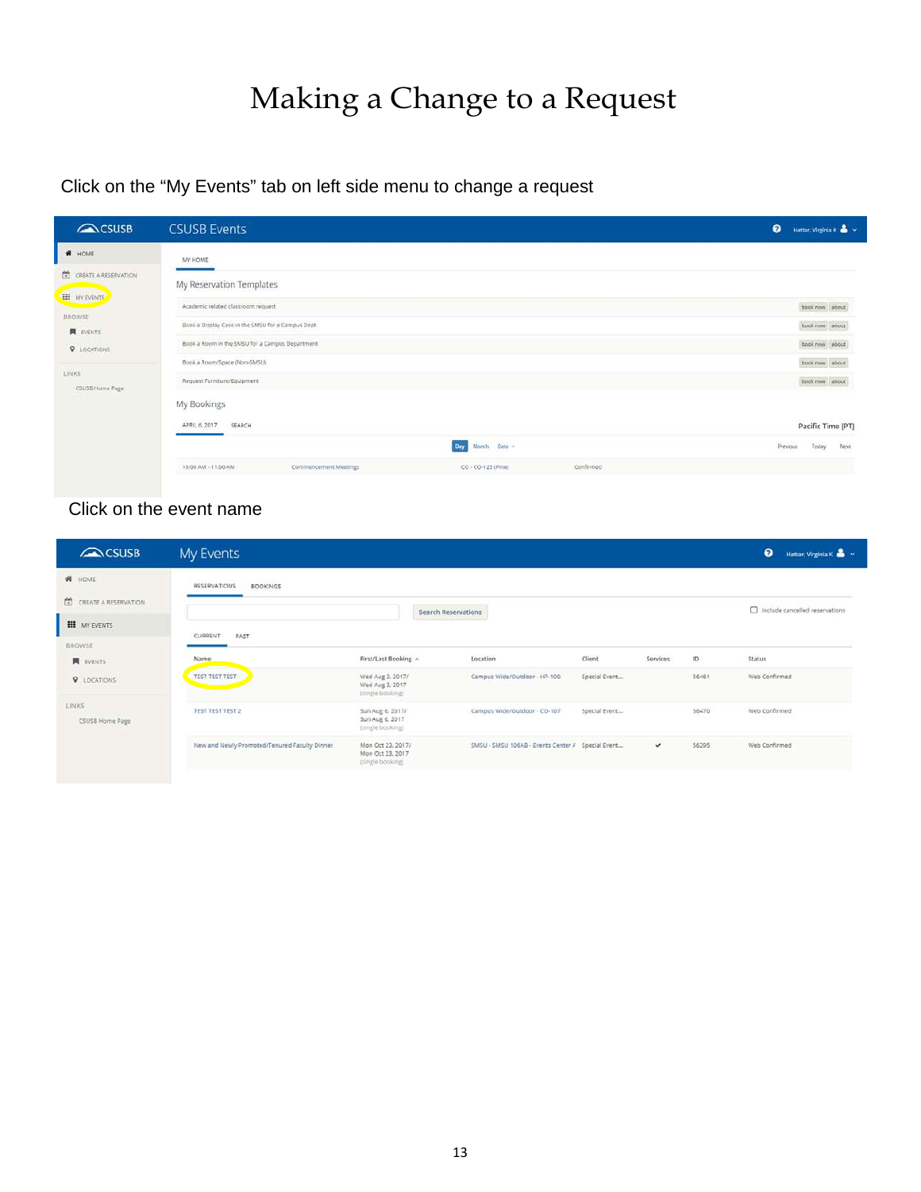# Making a Change to a Request

Click on the "My Events" tab on left side menu to change a request

Click on the event name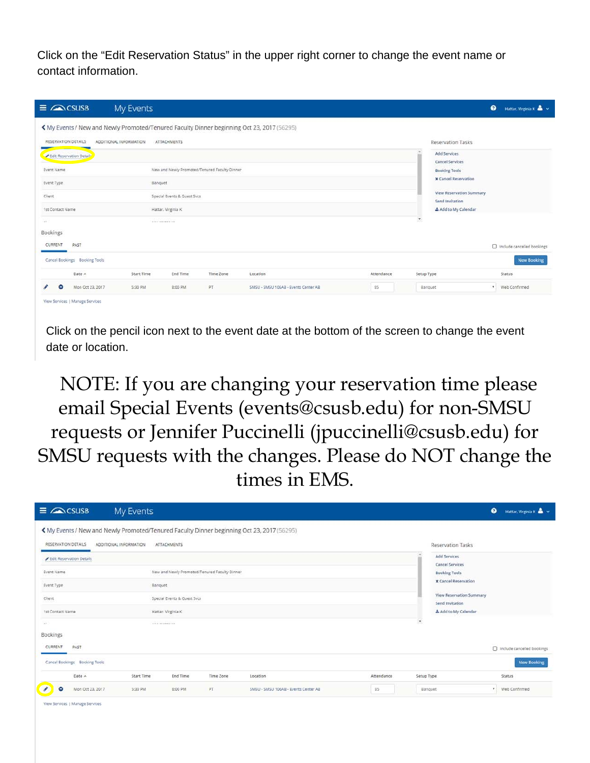Click on the "Edit Reservation Status" in the upper right corner to change the event name or contact information.

Click on the pencil icon next to the event date at the bottom of the screen to change the event date or location.

NOTE: If you are changing your reservation time please email Special Events (events@csusb.edu) for non-SMSU requests or Jennifer Puccinelli (jpuccinelli@csusb.edu) for SMSU requests with the changes. Please do NOT change the times in EMS.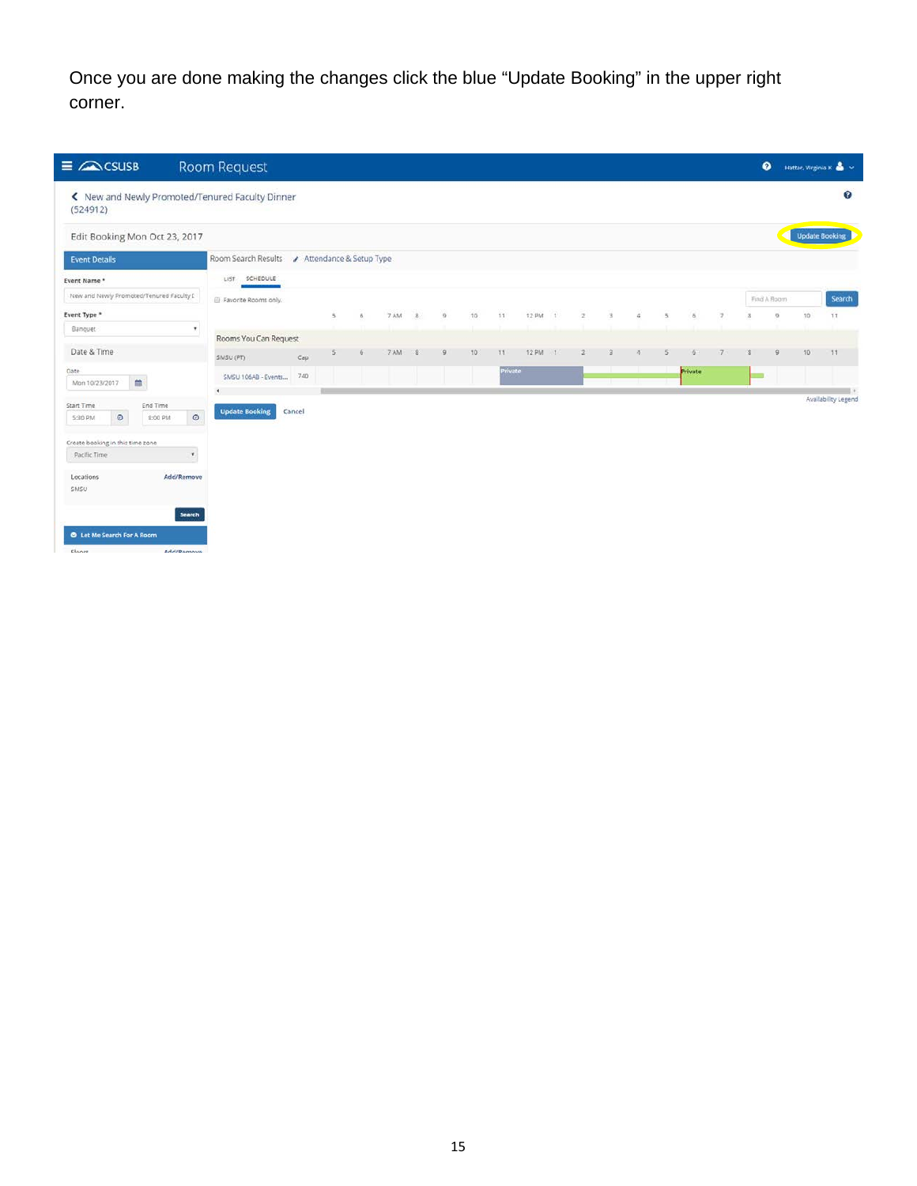Once you are done making the changes click the blue “Update Booking” in the upper right corner.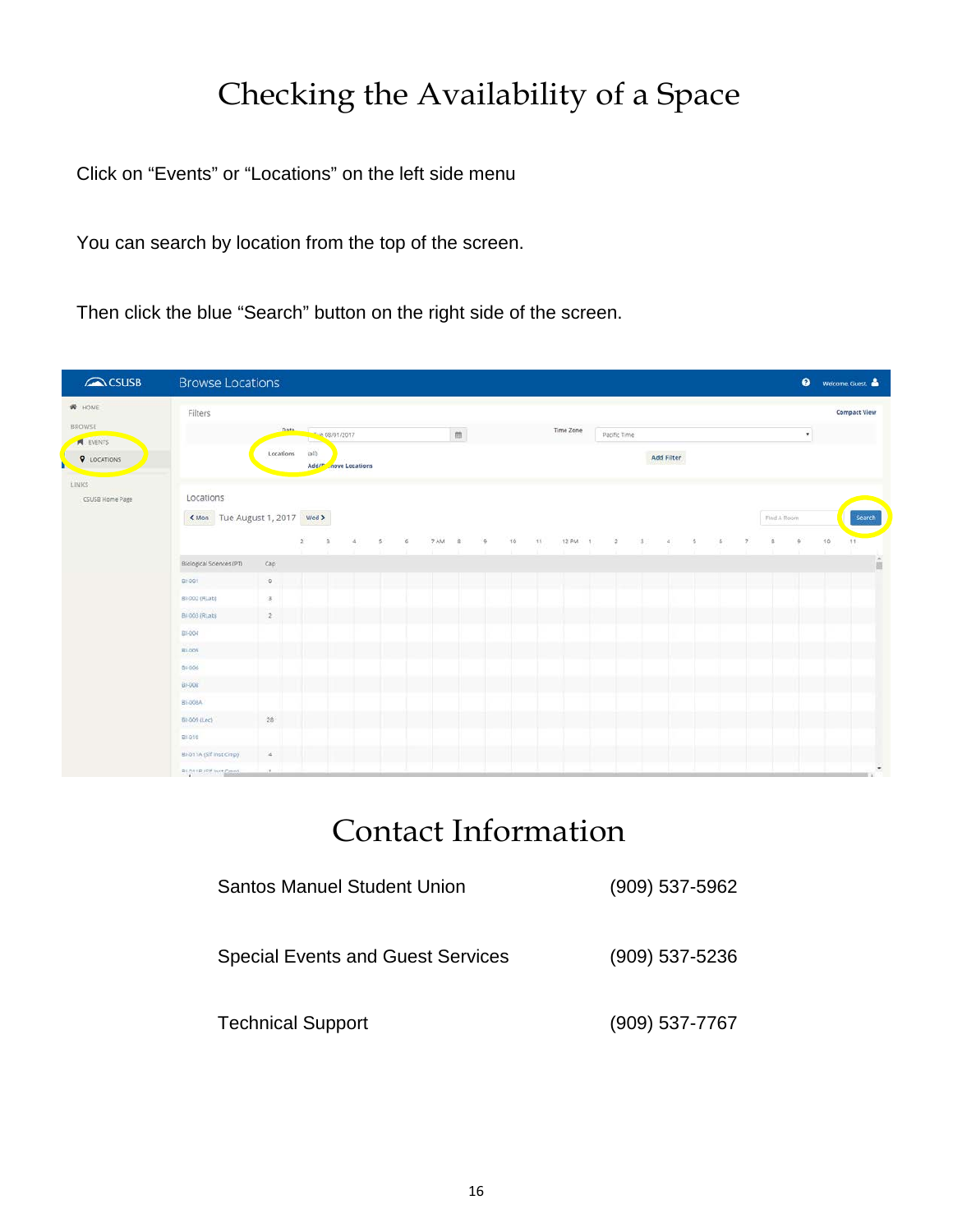# Checking the Availability of a Space

Click on “Events” or “Locations” on the left side menu

You can search by location from the top of the screen.

Then click the blue “Search” button on the right side of the screen.

# Contact Information

| | |
|---|---|
| Santos Manuel Student Union | (909) 537-5962 |
| Special Events and Guest Services | (909) 537-5236 |
| Technical Support | (909) 537-7767 |